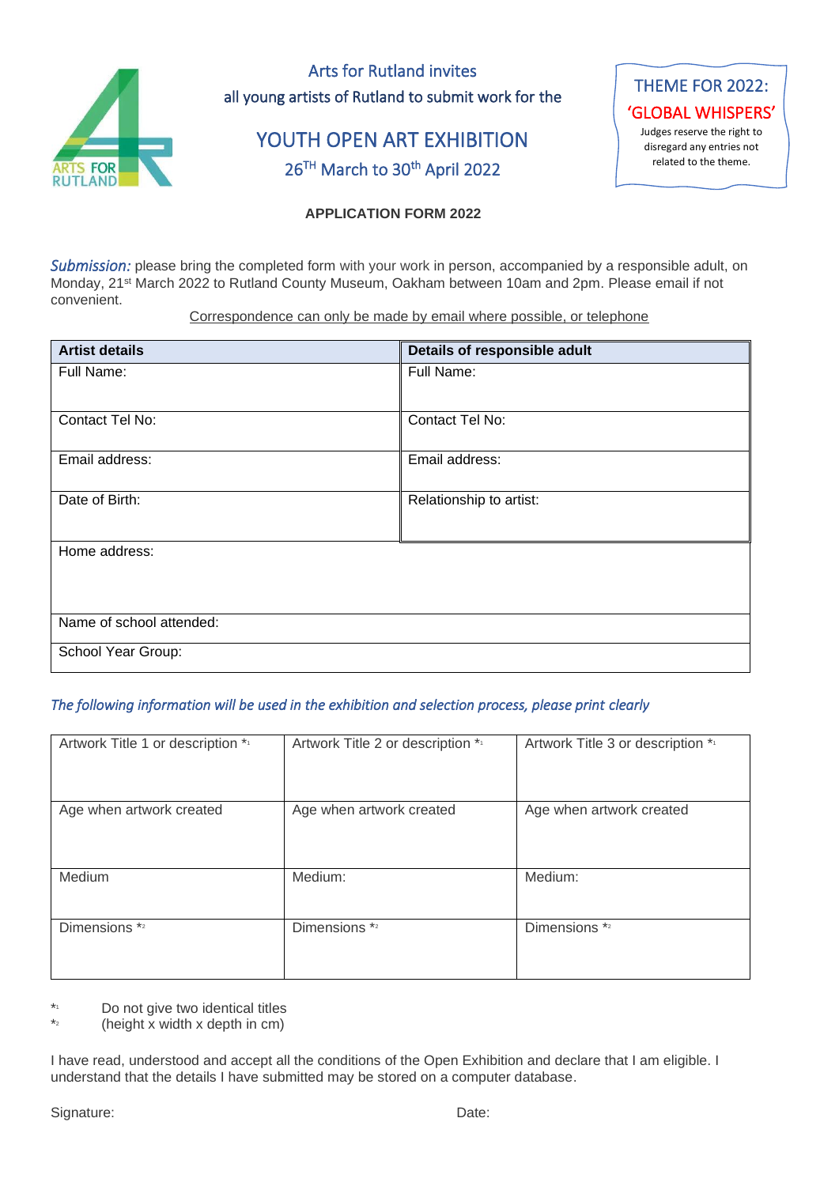ARTS FOR RUTLAND

Arts for Rutland invites
all young artists of Rutland to submit work for the

# YOUTH OPEN ART EXHIBITION

26TH March to 30th April 2022

THEME FOR 2022:
'GLOBAL WHISPERS'
Judges reserve the right to disregard any entries not related to the theme.

**APPLICATION FORM 2022**

*Submission:* please bring the completed form with your work in person, accompanied by a responsible adult, on Monday, 21st March 2022 to Rutland County Museum, Oakham between 10am and 2pm. Please email if not convenient.

Correspondence can only be made by email where possible, or telephone

| **Artist details** | **Details of responsible adult** |
|---|---|
| Full Name: | Full Name: |
| Contact Tel No: | Contact Tel No: |
| Email address: | Email address: |
| Date of Birth: | Relationship to artist: |
| Home address: | |
| Name of school attended: | |
| School Year Group: | |

*The following information will be used in the exhibition and selection process, please print clearly*

| Artwork Title 1 or description *1 | Artwork Title 2 or description *1 | Artwork Title 3 or description *1 |
|---|---|---|
| Age when artwork created | Age when artwork created | Age when artwork created |
| Medium | Medium: | Medium: |
| Dimensions *2 | Dimensions *2 | Dimensions *2 |

*1 Do not give two identical titles
*2 (height x width x depth in cm)

I have read, understood and accept all the conditions of the Open Exhibition and declare that I am eligible. I understand that the details I have submitted may be stored on a computer database.

Signature: Date: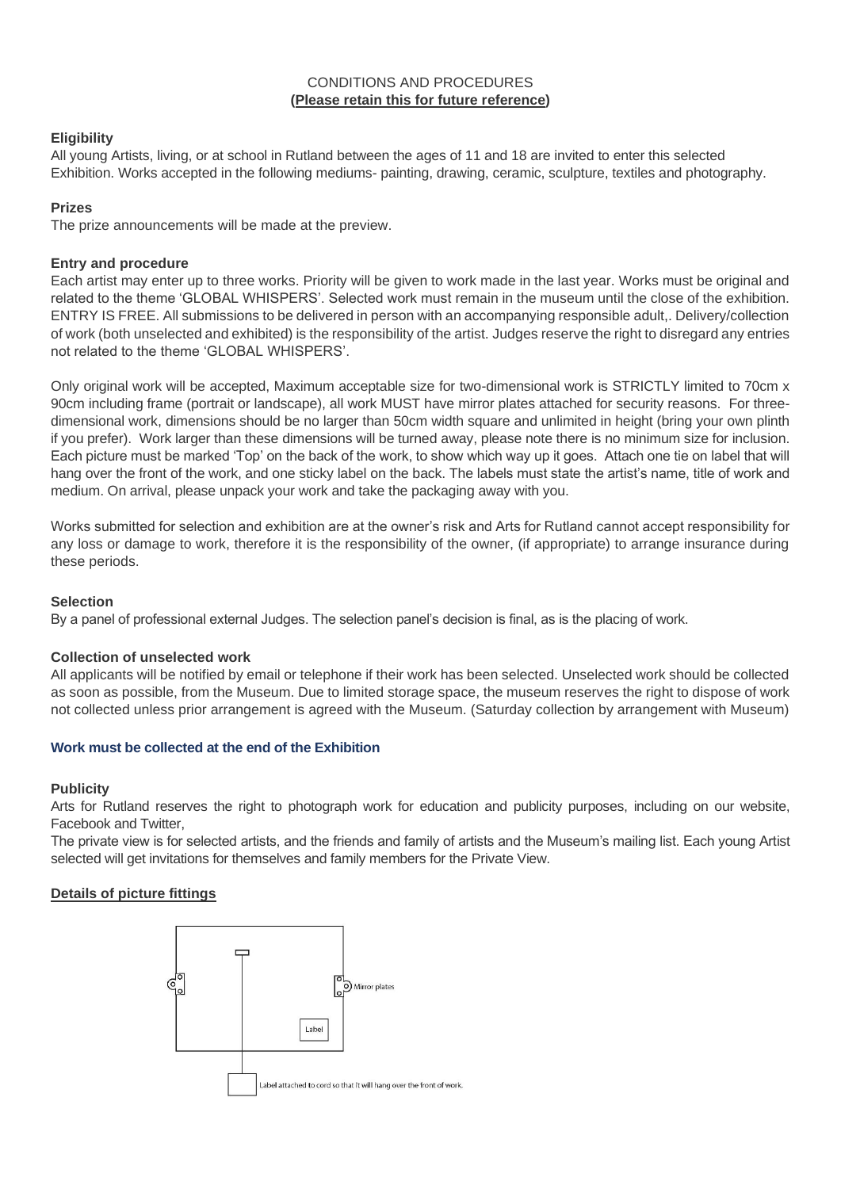CONDITIONS AND PROCEDURES
**(Please retain this for future reference)**

**Eligibility**

All young Artists, living, or at school in Rutland between the ages of 11 and 18 are invited to enter this selected Exhibition. Works accepted in the following mediums- painting, drawing, ceramic, sculpture, textiles and photography.

**Prizes**

The prize announcements will be made at the preview.

**Entry and procedure**

Each artist may enter up to three works. Priority will be given to work made in the last year. Works must be original and related to the theme 'GLOBAL WHISPERS'. Selected work must remain in the museum until the close of the exhibition. ENTRY IS FREE. All submissions to be delivered in person with an accompanying responsible adult,. Delivery/collection of work (both unselected and exhibited) is the responsibility of the artist. Judges reserve the right to disregard any entries not related to the theme 'GLOBAL WHISPERS'.

Only original work will be accepted, Maximum acceptable size for two-dimensional work is STRICTLY limited to 70cm x 90cm including frame (portrait or landscape), all work MUST have mirror plates attached for security reasons. For three-dimensional work, dimensions should be no larger than 50cm width square and unlimited in height (bring your own plinth if you prefer). Work larger than these dimensions will be turned away, please note there is no minimum size for inclusion. Each picture must be marked 'Top' on the back of the work, to show which way up it goes. Attach one tie on label that will hang over the front of the work, and one sticky label on the back. The labels must state the artist's name, title of work and medium. On arrival, please unpack your work and take the packaging away with you.

Works submitted for selection and exhibition are at the owner's risk and Arts for Rutland cannot accept responsibility for any loss or damage to work, therefore it is the responsibility of the owner, (if appropriate) to arrange insurance during these periods.

**Selection**

By a panel of professional external Judges. The selection panel's decision is final, as is the placing of work.

**Collection of unselected work**

All applicants will be notified by email or telephone if their work has been selected. Unselected work should be collected as soon as possible, from the Museum. Due to limited storage space, the museum reserves the right to dispose of work not collected unless prior arrangement is agreed with the Museum. (Saturday collection by arrangement with Museum)

**Work must be collected at the end of the Exhibition**

**Publicity**

Arts for Rutland reserves the right to photograph work for education and publicity purposes, including on our website, Facebook and Twitter,

The private view is for selected artists, and the friends and family of artists and the Museum's mailing list. Each young Artist selected will get invitations for themselves and family members for the Private View.

**Details of picture fittings**

Mirror plates

Label

Label attached to cord so that it will hang over the front of work.